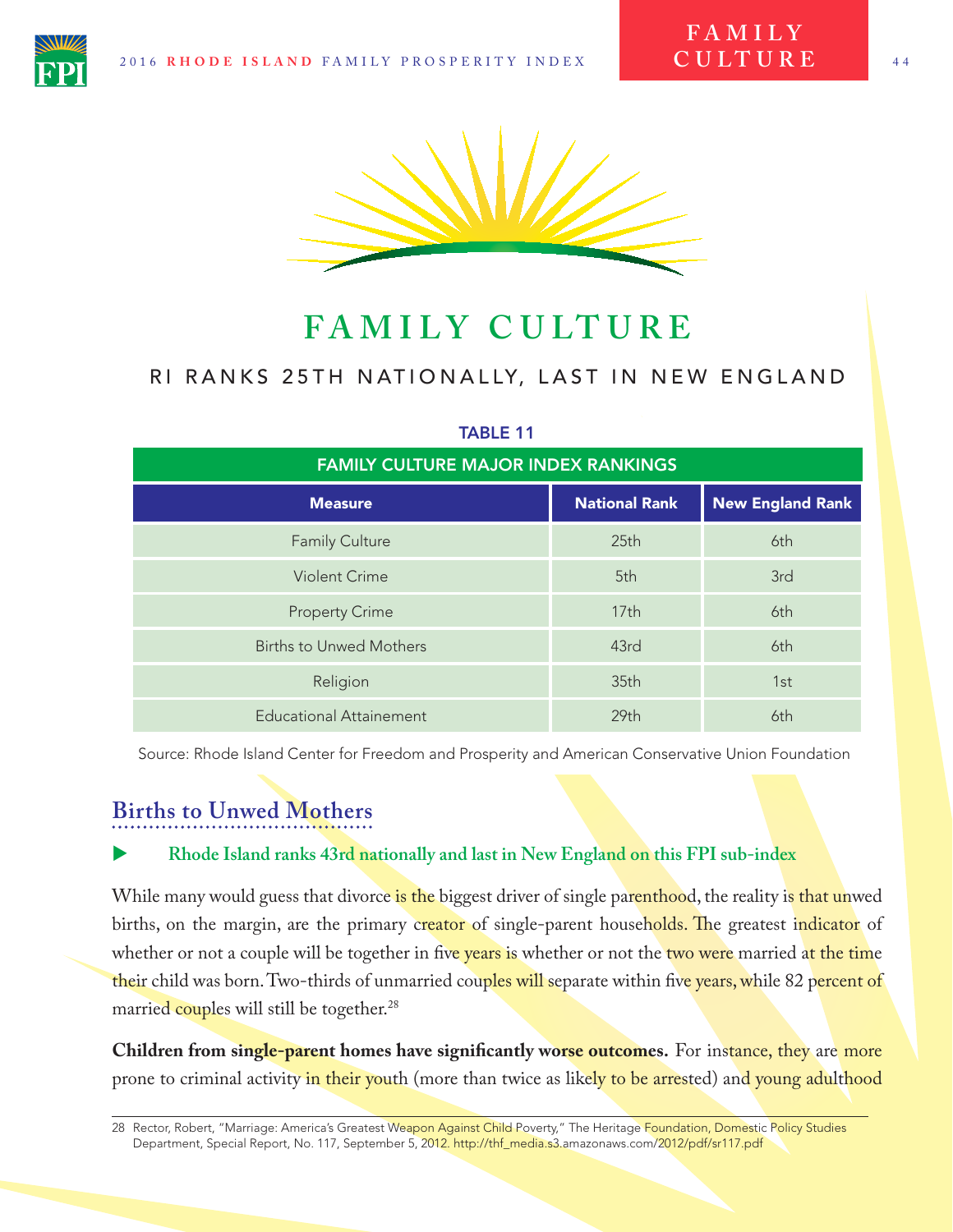# FAMILY CULTURE

## RI RANKS 25TH NATIONALLY, LAST IN NEW ENGLAND

**TABLE 11**

| FAMILY CULTURE MAJOR INDEX RANKINGS | | |
|---|---|---|
| **Measure** | **National Rank** | **New England Rank** |
| Family Culture | 25th | 6th |
| Violent Crime | 5th | 3rd |
| Property Crime | 17th | 6th |
| Births to Unwed Mothers | 43rd | 6th |
| Religion | 35th | 1st |
| Educational Attainement | 29th | 6th |

Source: Rhode Island Center for Freedom and Prosperity and American Conservative Union Foundation

### Births to Unwed Mothers

- **Rhode Island ranks 43rd nationally and last in New England on this FPI sub-index**

While many would guess that divorce is the biggest driver of single parenthood, the reality is that unwed births, on the margin, are the primary creator of single-parent households. The greatest indicator of whether or not a couple will be together in five years is whether or not the two were married at the time their child was born. Two-thirds of unmarried couples will separate within five years, while 82 percent of married couples will still be together.[28]

**Children from single-parent homes have significantly worse outcomes.** For instance, they are more prone to criminal activity in their youth (more than twice as likely to be arrested) and young adulthood

28 Rector, Robert, "Marriage: America's Greatest Weapon Against Child Poverty," The Heritage Foundation, Domestic Policy Studies Department, Special Report, No. 117, September 5, 2012. http://thf_media.s3.amazonaws.com/2012/pdf/sr117.pdf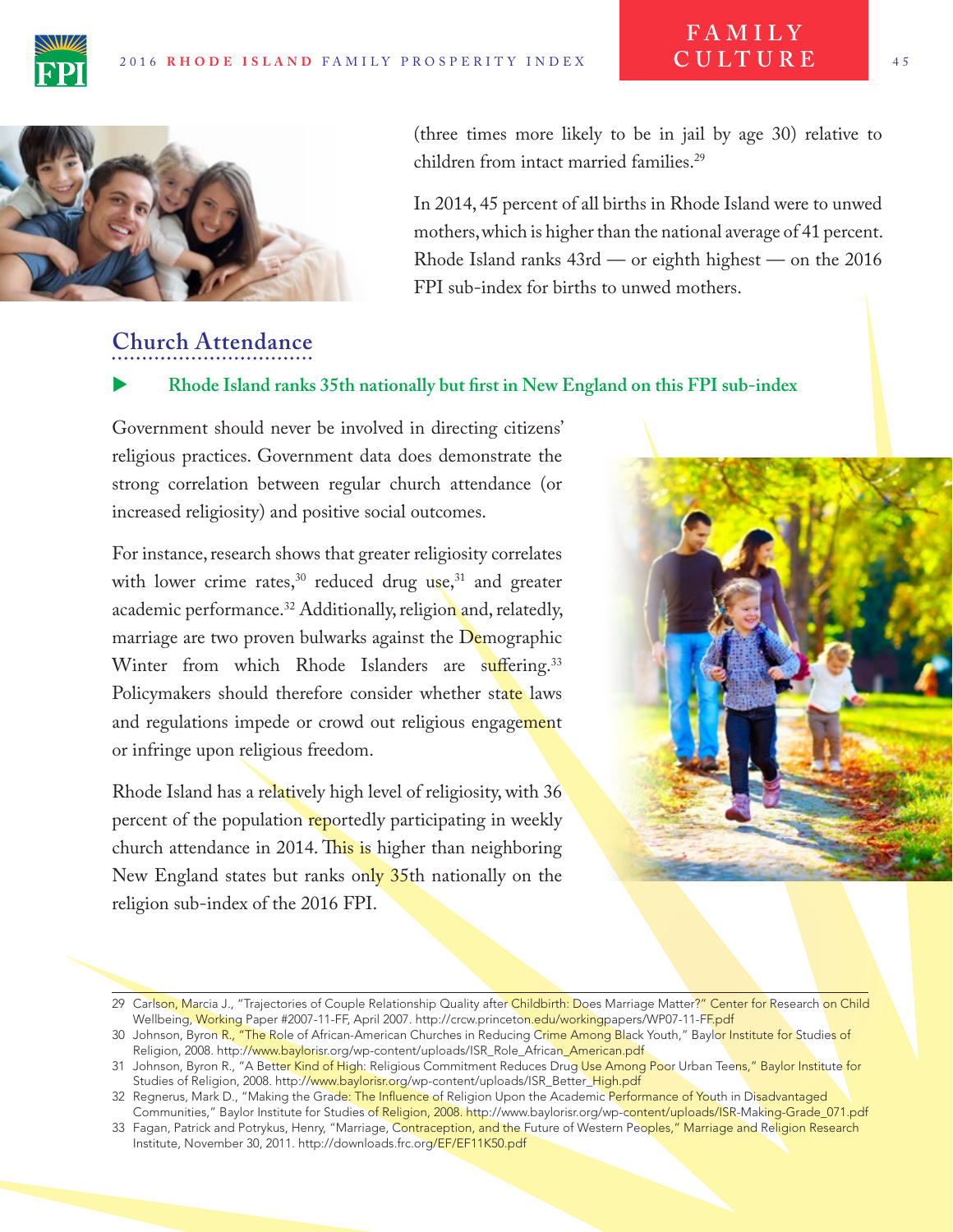(three times more likely to be in jail by age 30) relative to children from intact married families.[29]

In 2014, 45 percent of all births in Rhode Island were to unwed mothers, which is higher than the national average of 41 percent. Rhode Island ranks 43rd — or eighth highest — on the 2016 FPI sub-index for births to unwed mothers.

## Church Attendance

▶ **Rhode Island ranks 35th nationally but first in New England on this FPI sub-index**

Government should never be involved in directing citizens' religious practices. Government data does demonstrate the strong correlation between regular church attendance (or increased religiosity) and positive social outcomes.

For instance, research shows that greater religiosity correlates with lower crime rates,[30] reduced drug use,[31] and greater academic performance.[32] Additionally, religion and, relatedly, marriage are two proven bulwarks against the Demographic Winter from which Rhode Islanders are suffering.[33] Policymakers should therefore consider whether state laws and regulations impede or crowd out religious engagement or infringe upon religious freedom.

Rhode Island has a relatively high level of religiosity, with 36 percent of the population reportedly participating in weekly church attendance in 2014. This is higher than neighboring New England states but ranks only 35th nationally on the religion sub-index of the 2016 FPI.

---

29 Carlson, Marcia J., "Trajectories of Couple Relationship Quality after Childbirth: Does Marriage Matter?" Center for Research on Child Wellbeing, Working Paper #2007-11-FF, April 2007. http://crcw.princeton.edu/workingpapers/WP07-11-FF.pdf

30 Johnson, Byron R., "The Role of African-American Churches in Reducing Crime Among Black Youth," Baylor Institute for Studies of Religion, 2008. http://www.baylorisr.org/wp-content/uploads/ISR_Role_African_American.pdf

31 Johnson, Byron R., "A Better Kind of High: Religious Commitment Reduces Drug Use Among Poor Urban Teens," Baylor Institute for Studies of Religion, 2008. http://www.baylorisr.org/wp-content/uploads/ISR_Better_High.pdf

32 Regnerus, Mark D., "Making the Grade: The Influence of Religion Upon the Academic Performance of Youth in Disadvantaged Communities," Baylor Institute for Studies of Religion, 2008. http://www.baylorisr.org/wp-content/uploads/ISR-Making-Grade_071.pdf

33 Fagan, Patrick and Potrykus, Henry, "Marriage, Contraception, and the Future of Western Peoples," Marriage and Religion Research Institute, November 30, 2011. http://downloads.frc.org/EF/EF11K50.pdf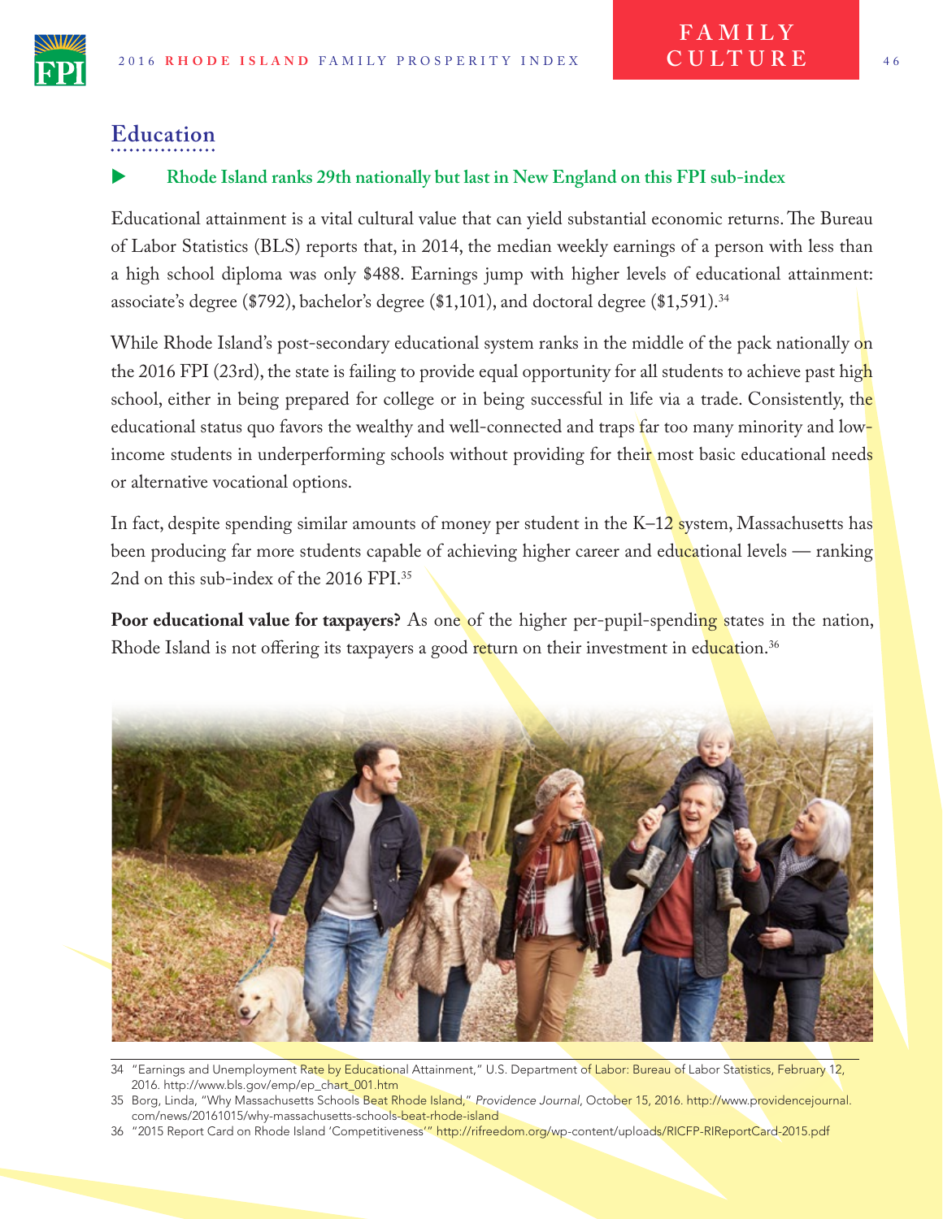## Education

▶ **Rhode Island ranks 29th nationally but last in New England on this FPI sub-index**

Educational attainment is a vital cultural value that can yield substantial economic returns. The Bureau of Labor Statistics (BLS) reports that, in 2014, the median weekly earnings of a person with less than a high school diploma was only $488. Earnings jump with higher levels of educational attainment: associate's degree ($792), bachelor's degree ($1,101), and doctoral degree ($1,591).[34]

While Rhode Island's post-secondary educational system ranks in the middle of the pack nationally on the 2016 FPI (23rd), the state is failing to provide equal opportunity for all students to achieve past high school, either in being prepared for college or in being successful in life via a trade. Consistently, the educational status quo favors the wealthy and well-connected and traps far too many minority and low-income students in underperforming schools without providing for their most basic educational needs or alternative vocational options.

In fact, despite spending similar amounts of money per student in the K–12 system, Massachusetts has been producing far more students capable of achieving higher career and educational levels — ranking 2nd on this sub-index of the 2016 FPI.[35]

**Poor educational value for taxpayers?** As one of the higher per-pupil-spending states in the nation, Rhode Island is not offering its taxpayers a good return on their investment in education.[36]

34 "Earnings and Unemployment Rate by Educational Attainment," U.S. Department of Labor: Bureau of Labor Statistics, February 12, 2016. http://www.bls.gov/emp/ep_chart_001.htm

35 Borg, Linda, "Why Massachusetts Schools Beat Rhode Island," *Providence Journal*, October 15, 2016. http://www.providencejournal.com/news/20161015/why-massachusetts-schools-beat-rhode-island

36 "2015 Report Card on Rhode Island 'Competitiveness'" http://rifreedom.org/wp-content/uploads/RICFP-RIReportCard-2015.pdf